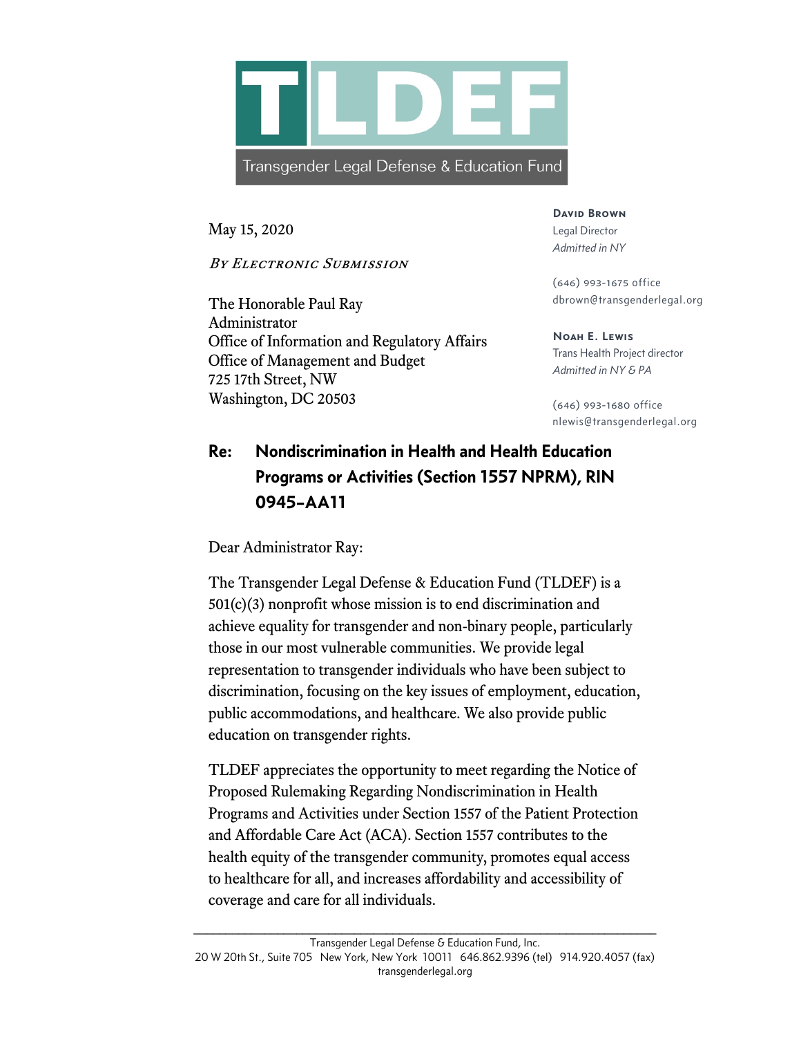# TLDEF

Transgender Legal Defense & Education Fund

**David Brown**
Legal Director
*Admitted in NY*

(646) 993-1675 office
dbrown@transgenderlegal.org

**Noah E. Lewis**
Trans Health Project director
*Admitted in NY & PA*

(646) 993-1680 office
nlewis@transgenderlegal.org

May 15, 2020

*By Electronic Submission*

The Honorable Paul Ray
Administrator
Office of Information and Regulatory Affairs
Office of Management and Budget
725 17th Street, NW
Washington, DC 20503

**Re: Nondiscrimination in Health and Health Education Programs or Activities (Section 1557 NPRM), RIN 0945-AA11**

Dear Administrator Ray:

The Transgender Legal Defense & Education Fund (TLDEF) is a 501(c)(3) nonprofit whose mission is to end discrimination and achieve equality for transgender and non-binary people, particularly those in our most vulnerable communities. We provide legal representation to transgender individuals who have been subject to discrimination, focusing on the key issues of employment, education, public accommodations, and healthcare. We also provide public education on transgender rights.

TLDEF appreciates the opportunity to meet regarding the Notice of Proposed Rulemaking Regarding Nondiscrimination in Health Programs and Activities under Section 1557 of the Patient Protection and Affordable Care Act (ACA). Section 1557 contributes to the health equity of the transgender community, promotes equal access to healthcare for all, and increases affordability and accessibility of coverage and care for all individuals.

Transgender Legal Defense & Education Fund, Inc.
20 W 20th St., Suite 705 New York, New York 10011 646.862.9396 (tel) 914.920.4057 (fax)
transgenderlegal.org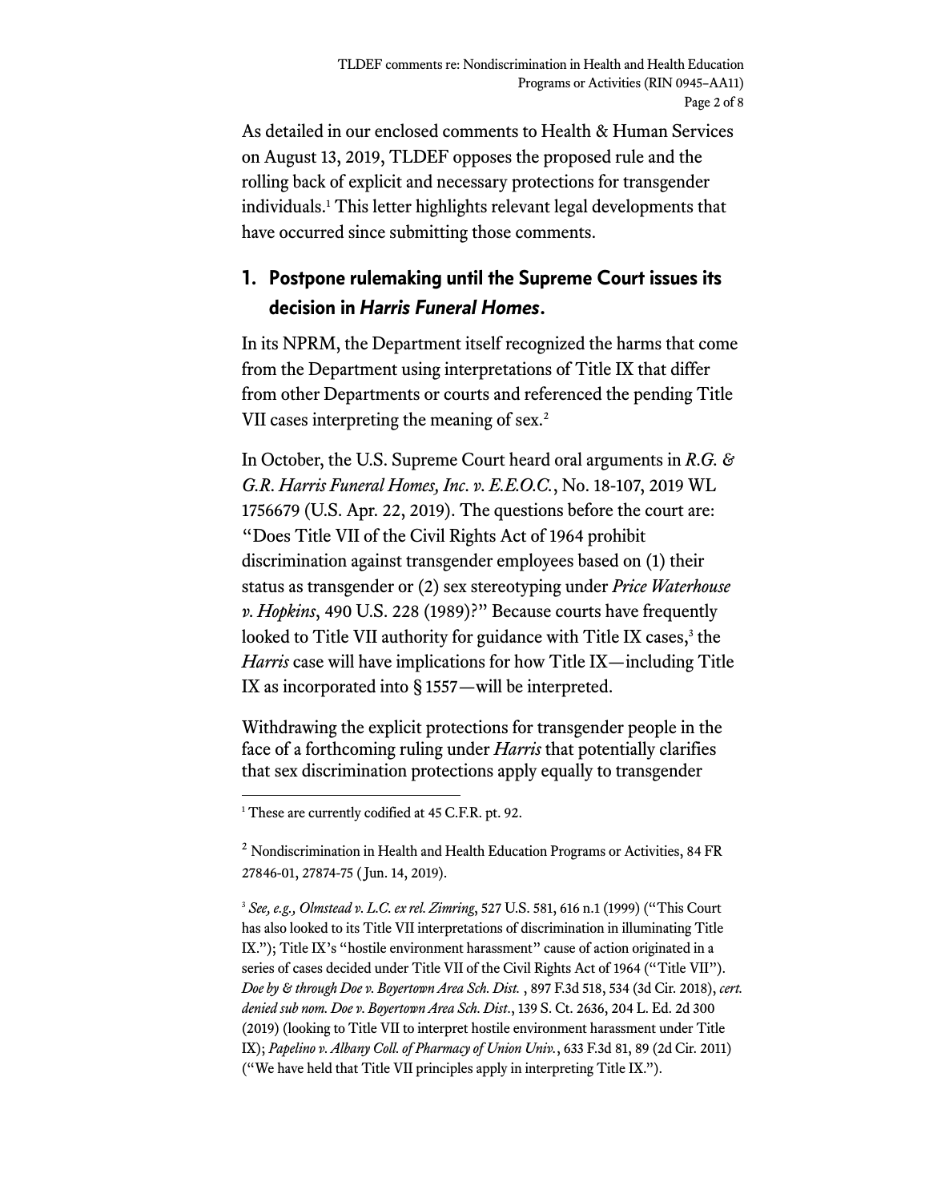As detailed in our enclosed comments to Health & Human Services on August 13, 2019, TLDEF opposes the proposed rule and the rolling back of explicit and necessary protections for transgender individuals.[1] This letter highlights relevant legal developments that have occurred since submitting those comments.

## 1. Postpone rulemaking until the Supreme Court issues its decision in *Harris Funeral Homes*.

In its NPRM, the Department itself recognized the harms that come from the Department using interpretations of Title IX that differ from other Departments or courts and referenced the pending Title VII cases interpreting the meaning of sex.[2]

In October, the U.S. Supreme Court heard oral arguments in *R.G. & G.R. Harris Funeral Homes, Inc. v. E.E.O.C.*, No. 18-107, 2019 WL 1756679 (U.S. Apr. 22, 2019). The questions before the court are: "Does Title VII of the Civil Rights Act of 1964 prohibit discrimination against transgender employees based on (1) their status as transgender or (2) sex stereotyping under *Price Waterhouse v. Hopkins*, 490 U.S. 228 (1989)?" Because courts have frequently looked to Title VII authority for guidance with Title IX cases,[3] the *Harris* case will have implications for how Title IX—including Title IX as incorporated into § 1557—will be interpreted.

Withdrawing the explicit protections for transgender people in the face of a forthcoming ruling under *Harris* that potentially clarifies that sex discrimination protections apply equally to transgender

---

[1] These are currently codified at 45 C.F.R. pt. 92.

[2] Nondiscrimination in Health and Health Education Programs or Activities, 84 FR 27846-01, 27874-75 (Jun. 14, 2019).

[3] *See, e.g., Olmstead v. L.C. ex rel. Zimring*, 527 U.S. 581, 616 n.1 (1999) ("This Court has also looked to its Title VII interpretations of discrimination in illuminating Title IX."); Title IX's "hostile environment harassment" cause of action originated in a series of cases decided under Title VII of the Civil Rights Act of 1964 ("Title VII"). *Doe by & through Doe v. Boyertown Area Sch. Dist.* , 897 F.3d 518, 534 (3d Cir. 2018), *cert. denied sub nom. Doe v. Boyertown Area Sch. Dist.*, 139 S. Ct. 2636, 204 L. Ed. 2d 300 (2019) (looking to Title VII to interpret hostile environment harassment under Title IX); *Papelino v. Albany Coll. of Pharmacy of Union Univ.*, 633 F.3d 81, 89 (2d Cir. 2011) ("We have held that Title VII principles apply in interpreting Title IX.").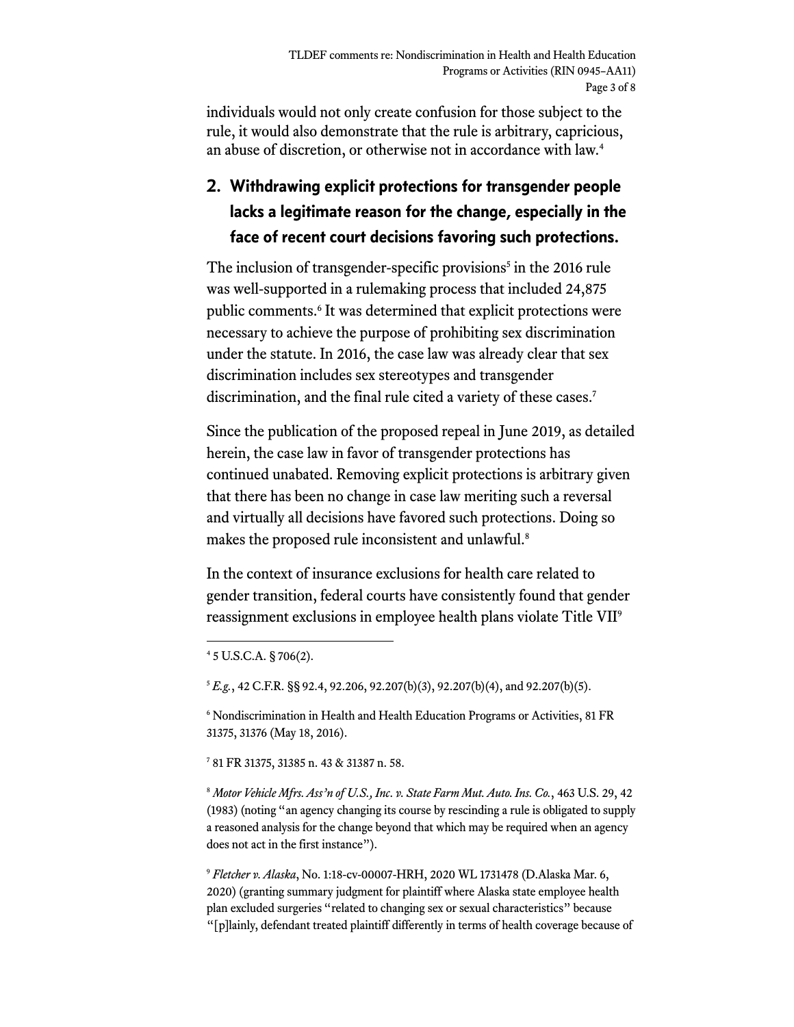individuals would not only create confusion for those subject to the rule, it would also demonstrate that the rule is arbitrary, capricious, an abuse of discretion, or otherwise not in accordance with law.[4]

## 2. Withdrawing explicit protections for transgender people lacks a legitimate reason for the change, especially in the face of recent court decisions favoring such protections.

The inclusion of transgender-specific provisions[5] in the 2016 rule was well-supported in a rulemaking process that included 24,875 public comments.[6] It was determined that explicit protections were necessary to achieve the purpose of prohibiting sex discrimination under the statute. In 2016, the case law was already clear that sex discrimination includes sex stereotypes and transgender discrimination, and the final rule cited a variety of these cases.[7]

Since the publication of the proposed repeal in June 2019, as detailed herein, the case law in favor of transgender protections has continued unabated. Removing explicit protections is arbitrary given that there has been no change in case law meriting such a reversal and virtually all decisions have favored such protections. Doing so makes the proposed rule inconsistent and unlawful.[8]

In the context of insurance exclusions for health care related to gender transition, federal courts have consistently found that gender reassignment exclusions in employee health plans violate Title VII[9]

---

[4] 5 U.S.C.A. § 706(2).

[5] *E.g.*, 42 C.F.R. §§ 92.4, 92.206, 92.207(b)(3), 92.207(b)(4), and 92.207(b)(5).

[6] Nondiscrimination in Health and Health Education Programs or Activities, 81 FR 31375, 31376 (May 18, 2016).

[7] 81 FR 31375, 31385 n. 43 & 31387 n. 58.

[8] *Motor Vehicle Mfrs. Ass'n of U.S., Inc. v. State Farm Mut. Auto. Ins. Co.*, 463 U.S. 29, 42 (1983) (noting "an agency changing its course by rescinding a rule is obligated to supply a reasoned analysis for the change beyond that which may be required when an agency does not act in the first instance").

[9] *Fletcher v. Alaska*, No. 1:18-cv-00007-HRH, 2020 WL 1731478 (D.Alaska Mar. 6, 2020) (granting summary judgment for plaintiff where Alaska state employee health plan excluded surgeries "related to changing sex or sexual characteristics" because "[p]lainly, defendant treated plaintiff differently in terms of health coverage because of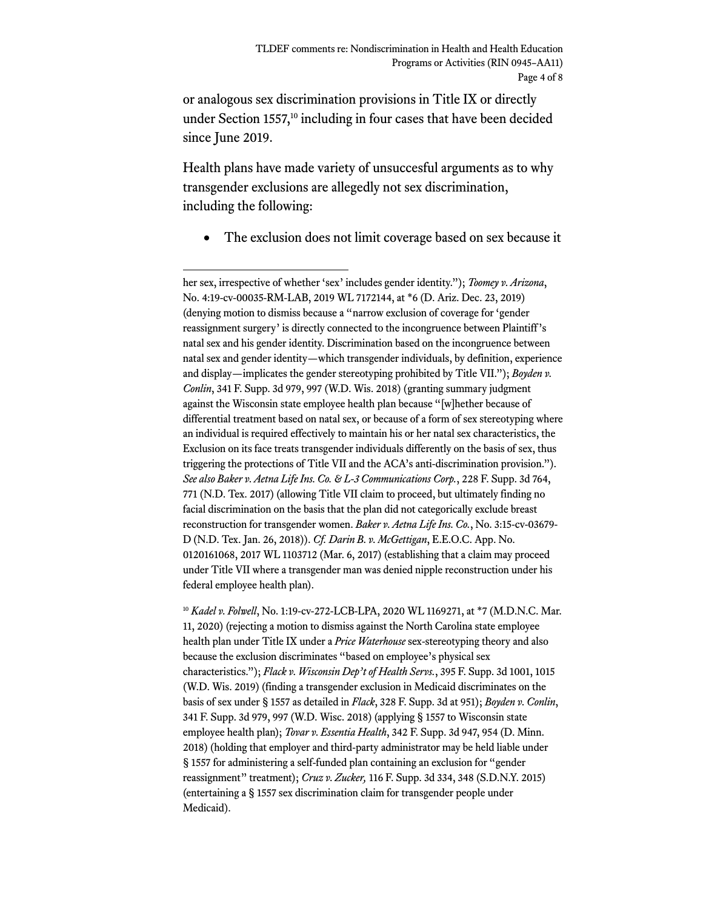or analogous sex discrimination provisions in Title IX or directly under Section 1557,[10] including in four cases that have been decided since June 2019.

Health plans have made variety of unsuccesful arguments as to why transgender exclusions are allegedly not sex discrimination, including the following:

- The exclusion does not limit coverage based on sex because it

---

her sex, irrespective of whether 'sex' includes gender identity."); *Toomey v. Arizona*, No. 4:19-cv-00035-RM-LAB, 2019 WL 7172144, at *6 (D. Ariz. Dec. 23, 2019) (denying motion to dismiss because a "narrow exclusion of coverage for 'gender reassignment surgery' is directly connected to the incongruence between Plaintiff's natal sex and his gender identity. Discrimination based on the incongruence between natal sex and gender identity—which transgender individuals, by definition, experience and display—implicates the gender stereotyping prohibited by Title VII."); *Boyden v. Conlin*, 341 F. Supp. 3d 979, 997 (W.D. Wis. 2018) (granting summary judgment against the Wisconsin state employee health plan because "[w]hether because of differential treatment based on natal sex, or because of a form of sex stereotyping where an individual is required effectively to maintain his or her natal sex characteristics, the Exclusion on its face treats transgender individuals differently on the basis of sex, thus triggering the protections of Title VII and the ACA's anti-discrimination provision."). *See also Baker v. Aetna Life Ins. Co. & L-3 Communications Corp.*, 228 F. Supp. 3d 764, 771 (N.D. Tex. 2017) (allowing Title VII claim to proceed, but ultimately finding no facial discrimination on the basis that the plan did not categorically exclude breast reconstruction for transgender women. *Baker v. Aetna Life Ins. Co.*, No. 3:15-cv-03679-D (N.D. Tex. Jan. 26, 2018)). *Cf. Darin B. v. McGettigan*, E.E.O.C. App. No. 0120161068, 2017 WL 1103712 (Mar. 6, 2017) (establishing that a claim may proceed under Title VII where a transgender man was denied nipple reconstruction under his federal employee health plan).

[10] *Kadel v. Folwell*, No. 1:19-cv-272-LCB-LPA, 2020 WL 1169271, at *7 (M.D.N.C. Mar. 11, 2020) (rejecting a motion to dismiss against the North Carolina state employee health plan under Title IX under a *Price Waterhouse* sex-stereotyping theory and also because the exclusion discriminates "based on employee's physical sex characteristics."); *Flack v. Wisconsin Dep't of Health Servs.*, 395 F. Supp. 3d 1001, 1015 (W.D. Wis. 2019) (finding a transgender exclusion in Medicaid discriminates on the basis of sex under § 1557 as detailed in *Flack*, 328 F. Supp. 3d at 951); *Boyden v. Conlin*, 341 F. Supp. 3d 979, 997 (W.D. Wisc. 2018) (applying § 1557 to Wisconsin state employee health plan); *Tovar v. Essentia Health*, 342 F. Supp. 3d 947, 954 (D. Minn. 2018) (holding that employer and third-party administrator may be held liable under § 1557 for administering a self-funded plan containing an exclusion for "gender reassignment" treatment); *Cruz v. Zucker,* 116 F. Supp. 3d 334, 348 (S.D.N.Y. 2015) (entertaining a § 1557 sex discrimination claim for transgender people under Medicaid).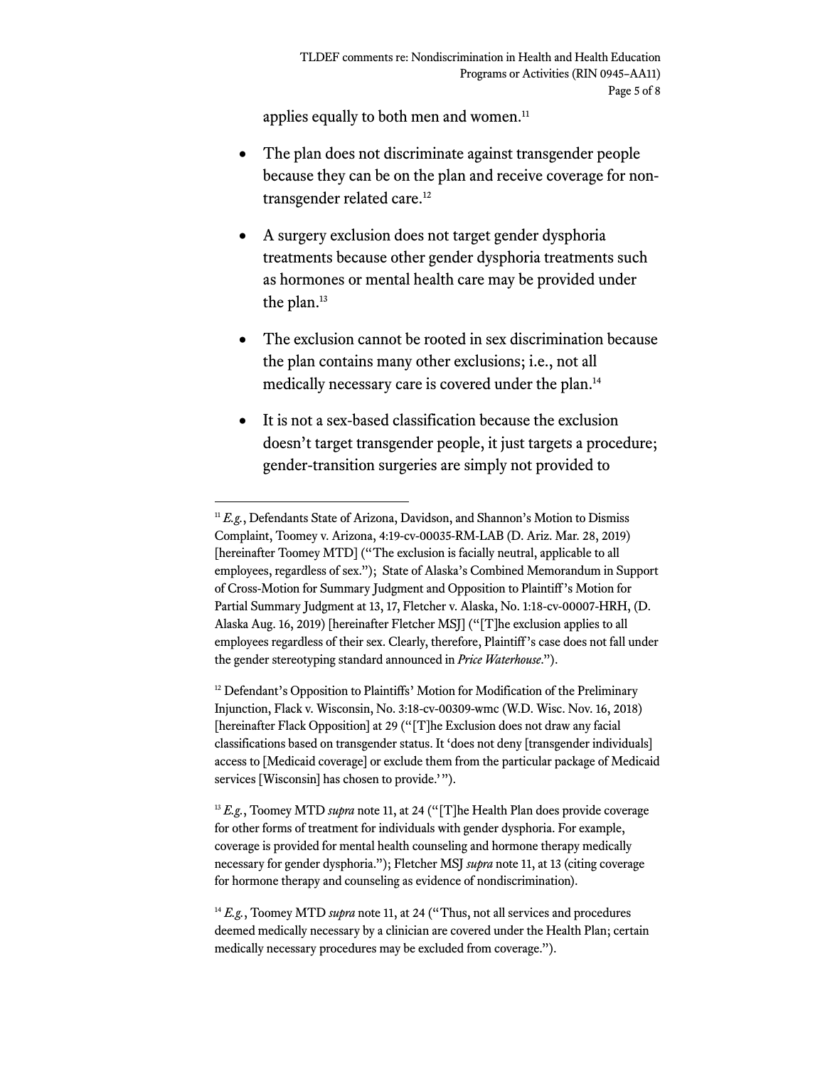applies equally to both men and women.[11]

- The plan does not discriminate against transgender people because they can be on the plan and receive coverage for non-transgender related care.[12]

- A surgery exclusion does not target gender dysphoria treatments because other gender dysphoria treatments such as hormones or mental health care may be provided under the plan.[13]

- The exclusion cannot be rooted in sex discrimination because the plan contains many other exclusions; i.e., not all medically necessary care is covered under the plan.[14]

- It is not a sex-based classification because the exclusion doesn't target transgender people, it just targets a procedure; gender-transition surgeries are simply not provided to

---

[11] *E.g.*, Defendants State of Arizona, Davidson, and Shannon's Motion to Dismiss Complaint, Toomey v. Arizona, 4:19-cv-00035-RM-LAB (D. Ariz. Mar. 28, 2019) [hereinafter Toomey MTD] ("The exclusion is facially neutral, applicable to all employees, regardless of sex."); State of Alaska's Combined Memorandum in Support of Cross-Motion for Summary Judgment and Opposition to Plaintiff's Motion for Partial Summary Judgment at 13, 17, Fletcher v. Alaska, No. 1:18-cv-00007-HRH, (D. Alaska Aug. 16, 2019) [hereinafter Fletcher MSJ] ("[T]he exclusion applies to all employees regardless of their sex. Clearly, therefore, Plaintiff's case does not fall under the gender stereotyping standard announced in *Price Waterhouse*.").

[12] Defendant's Opposition to Plaintiffs' Motion for Modification of the Preliminary Injunction, Flack v. Wisconsin, No. 3:18-cv-00309-wmc (W.D. Wisc. Nov. 16, 2018) [hereinafter Flack Opposition] at 29 ("[T]he Exclusion does not draw any facial classifications based on transgender status. It 'does not deny [transgender individuals] access to [Medicaid coverage] or exclude them from the particular package of Medicaid services [Wisconsin] has chosen to provide.'").

[13] *E.g.*, Toomey MTD *supra* note 11, at 24 ("[T]he Health Plan does provide coverage for other forms of treatment for individuals with gender dysphoria. For example, coverage is provided for mental health counseling and hormone therapy medically necessary for gender dysphoria."); Fletcher MSJ *supra* note 11, at 13 (citing coverage for hormone therapy and counseling as evidence of nondiscrimination).

[14] *E.g.*, Toomey MTD *supra* note 11, at 24 ("Thus, not all services and procedures deemed medically necessary by a clinician are covered under the Health Plan; certain medically necessary procedures may be excluded from coverage.").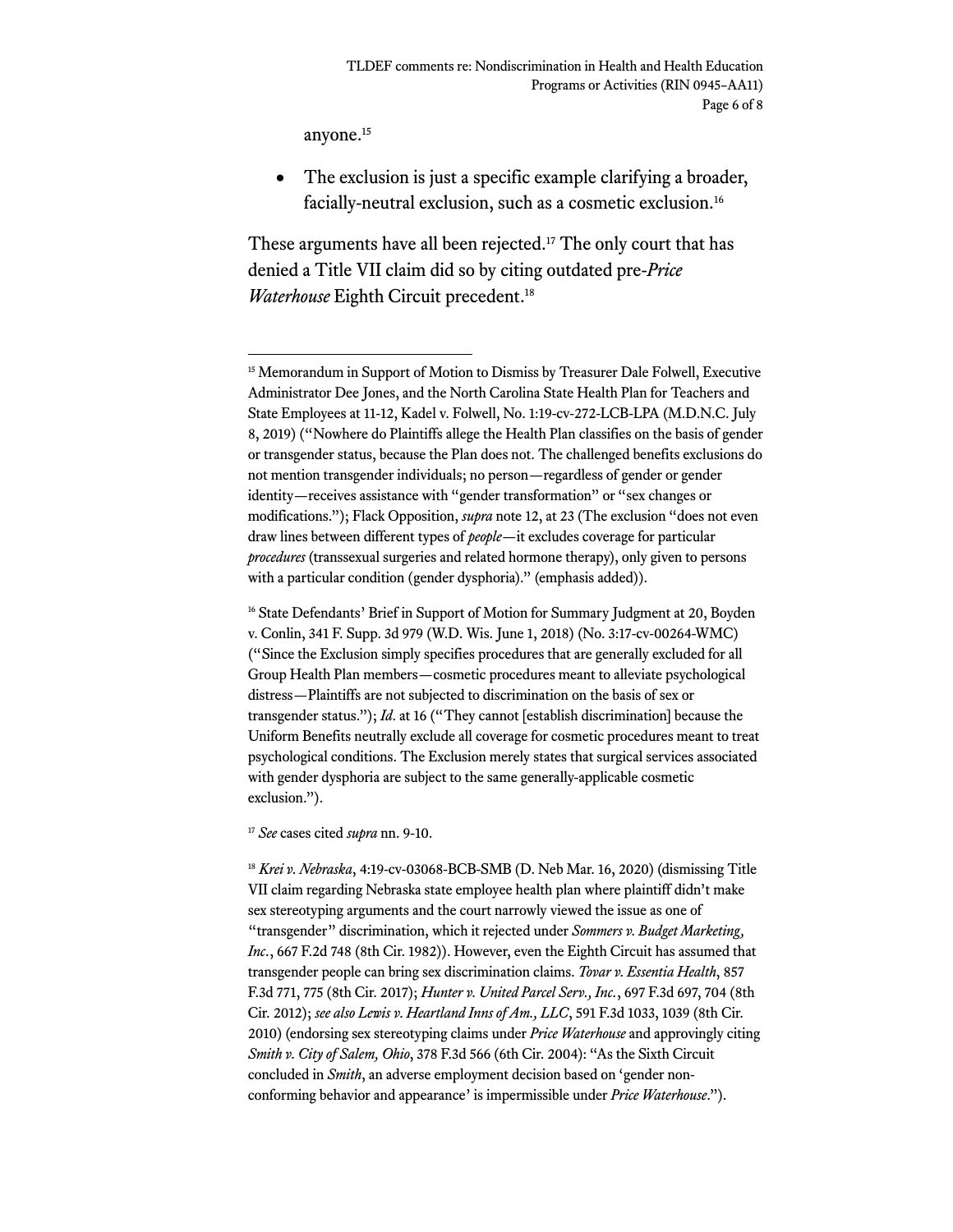anyone.[15]

- The exclusion is just a specific example clarifying a broader, facially-neutral exclusion, such as a cosmetic exclusion.[16]

These arguments have all been rejected.[17] The only court that has denied a Title VII claim did so by citing outdated pre-*Price Waterhouse* Eighth Circuit precedent.[18]

---

[15] Memorandum in Support of Motion to Dismiss by Treasurer Dale Folwell, Executive Administrator Dee Jones, and the North Carolina State Health Plan for Teachers and State Employees at 11-12, Kadel v. Folwell, No. 1:19-cv-272-LCB-LPA (M.D.N.C. July 8, 2019) ("Nowhere do Plaintiffs allege the Health Plan classifies on the basis of gender or transgender status, because the Plan does not. The challenged benefits exclusions do not mention transgender individuals; no person—regardless of gender or gender identity—receives assistance with "gender transformation" or "sex changes or modifications."); Flack Opposition, *supra* note 12, at 23 (The exclusion "does not even draw lines between different types of *people*—it excludes coverage for particular *procedures* (transsexual surgeries and related hormone therapy), only given to persons with a particular condition (gender dysphoria)." (emphasis added)).

[16] State Defendants' Brief in Support of Motion for Summary Judgment at 20, Boyden v. Conlin, 341 F. Supp. 3d 979 (W.D. Wis. June 1, 2018) (No. 3:17-cv-00264-WMC) ("Since the Exclusion simply specifies procedures that are generally excluded for all Group Health Plan members—cosmetic procedures meant to alleviate psychological distress—Plaintiffs are not subjected to discrimination on the basis of sex or transgender status."); *Id*. at 16 ("They cannot [establish discrimination] because the Uniform Benefits neutrally exclude all coverage for cosmetic procedures meant to treat psychological conditions. The Exclusion merely states that surgical services associated with gender dysphoria are subject to the same generally-applicable cosmetic exclusion.").

[17] *See* cases cited *supra* nn. 9-10.

[18] *Krei v. Nebraska*, 4:19-cv-03068-BCB-SMB (D. Neb Mar. 16, 2020) (dismissing Title VII claim regarding Nebraska state employee health plan where plaintiff didn't make sex stereotyping arguments and the court narrowly viewed the issue as one of "transgender" discrimination, which it rejected under *Sommers v. Budget Marketing, Inc.*, 667 F.2d 748 (8th Cir. 1982)). However, even the Eighth Circuit has assumed that transgender people can bring sex discrimination claims. *Tovar v. Essentia Health*, 857 F.3d 771, 775 (8th Cir. 2017); *Hunter v. United Parcel Serv., Inc.*, 697 F.3d 697, 704 (8th Cir. 2012); *see also Lewis v. Heartland Inns of Am., LLC*, 591 F.3d 1033, 1039 (8th Cir. 2010) (endorsing sex stereotyping claims under *Price Waterhouse* and approvingly citing *Smith v. City of Salem, Ohio*, 378 F.3d 566 (6th Cir. 2004): "As the Sixth Circuit concluded in *Smith*, an adverse employment decision based on 'gender non-conforming behavior and appearance' is impermissible under *Price Waterhouse*.").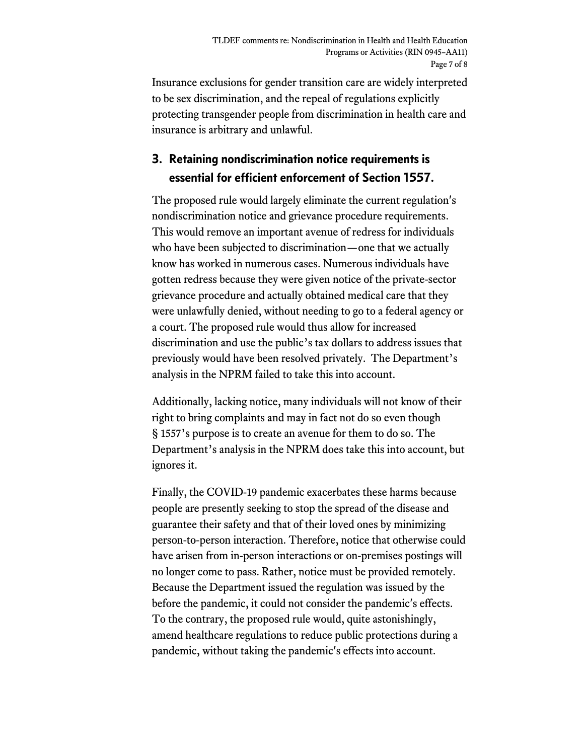Insurance exclusions for gender transition care are widely interpreted to be sex discrimination, and the repeal of regulations explicitly protecting transgender people from discrimination in health care and insurance is arbitrary and unlawful.

### 3. Retaining nondiscrimination notice requirements is essential for efficient enforcement of Section 1557.

The proposed rule would largely eliminate the current regulation's nondiscrimination notice and grievance procedure requirements. This would remove an important avenue of redress for individuals who have been subjected to discrimination—one that we actually know has worked in numerous cases. Numerous individuals have gotten redress because they were given notice of the private-sector grievance procedure and actually obtained medical care that they were unlawfully denied, without needing to go to a federal agency or a court. The proposed rule would thus allow for increased discrimination and use the public's tax dollars to address issues that previously would have been resolved privately. The Department's analysis in the NPRM failed to take this into account.

Additionally, lacking notice, many individuals will not know of their right to bring complaints and may in fact not do so even though § 1557's purpose is to create an avenue for them to do so. The Department's analysis in the NPRM does take this into account, but ignores it.

Finally, the COVID-19 pandemic exacerbates these harms because people are presently seeking to stop the spread of the disease and guarantee their safety and that of their loved ones by minimizing person-to-person interaction. Therefore, notice that otherwise could have arisen from in-person interactions or on-premises postings will no longer come to pass. Rather, notice must be provided remotely. Because the Department issued the regulation was issued by the before the pandemic, it could not consider the pandemic's effects. To the contrary, the proposed rule would, quite astonishingly, amend healthcare regulations to reduce public protections during a pandemic, without taking the pandemic's effects into account.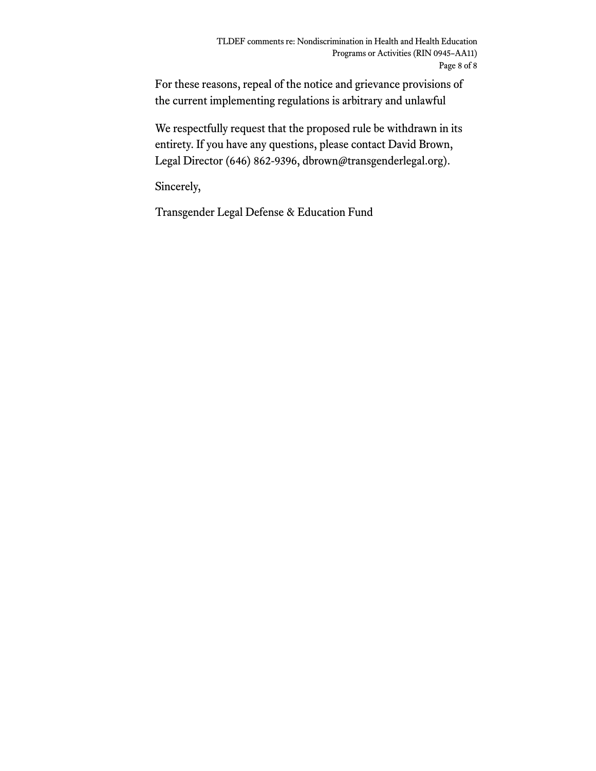For these reasons, repeal of the notice and grievance provisions of the current implementing regulations is arbitrary and unlawful

We respectfully request that the proposed rule be withdrawn in its entirety. If you have any questions, please contact David Brown, Legal Director (646) 862-9396, dbrown@transgenderlegal.org).

Sincerely,

Transgender Legal Defense & Education Fund